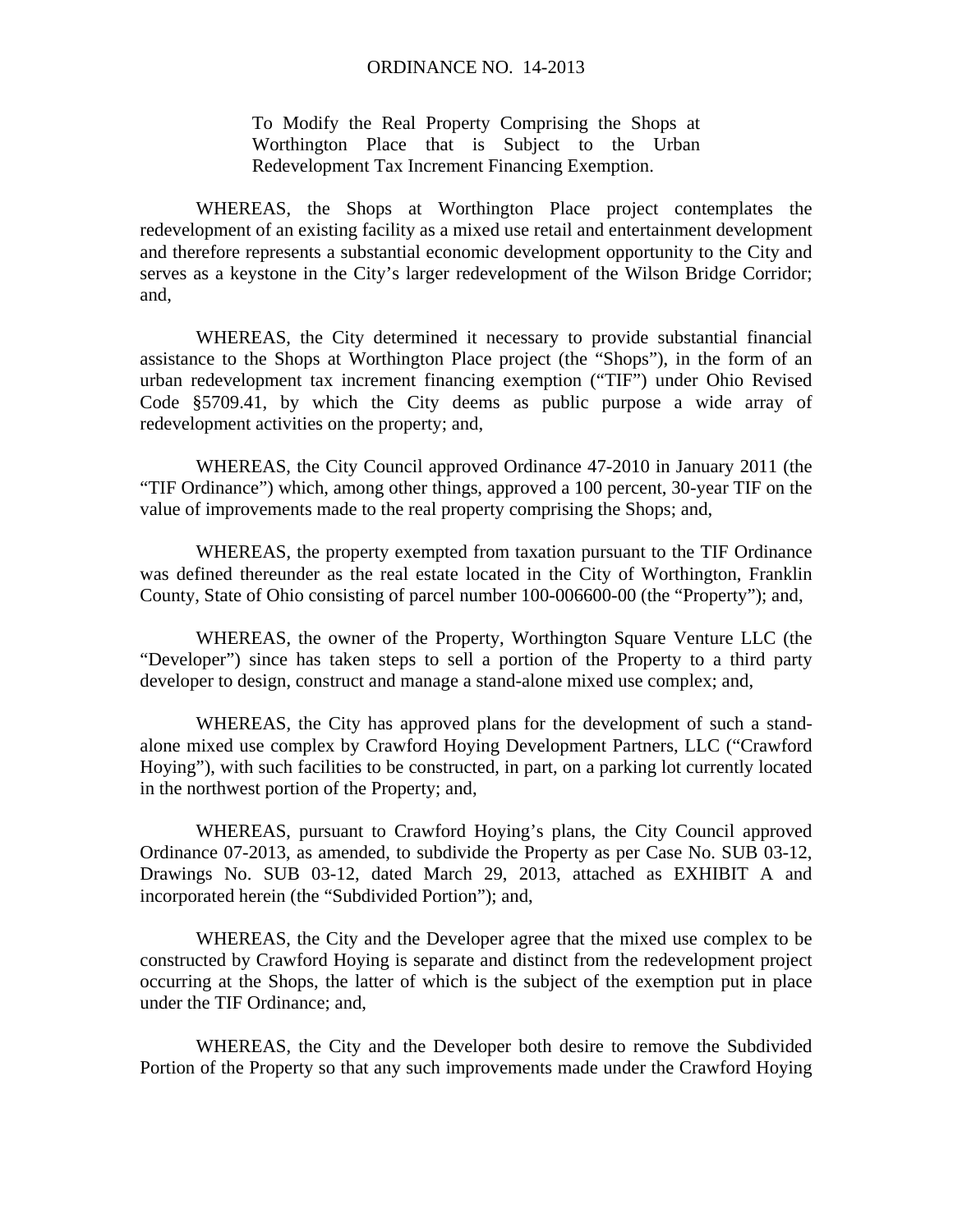# ORDINANCE NO. 14-2013

To Modify the Real Property Comprising the Shops at Worthington Place that is Subject to the Urban Redevelopment Tax Increment Financing Exemption.

WHEREAS, the Shops at Worthington Place project contemplates the redevelopment of an existing facility as a mixed use retail and entertainment development and therefore represents a substantial economic development opportunity to the City and serves as a keystone in the City's larger redevelopment of the Wilson Bridge Corridor; and,

WHEREAS, the City determined it necessary to provide substantial financial assistance to the Shops at Worthington Place project (the "Shops"), in the form of an urban redevelopment tax increment financing exemption ("TIF") under Ohio Revised Code §5709.41, by which the City deems as public purpose a wide array of redevelopment activities on the property; and,

WHEREAS, the City Council approved Ordinance 47-2010 in January 2011 (the "TIF Ordinance") which, among other things, approved a 100 percent, 30-year TIF on the value of improvements made to the real property comprising the Shops; and,

WHEREAS, the property exempted from taxation pursuant to the TIF Ordinance was defined thereunder as the real estate located in the City of Worthington, Franklin County, State of Ohio consisting of parcel number 100-006600-00 (the "Property"); and,

WHEREAS, the owner of the Property, Worthington Square Venture LLC (the "Developer") since has taken steps to sell a portion of the Property to a third party developer to design, construct and manage a stand-alone mixed use complex; and,

WHEREAS, the City has approved plans for the development of such a stand-alone mixed use complex by Crawford Hoying Development Partners, LLC ("Crawford Hoying"), with such facilities to be constructed, in part, on a parking lot currently located in the northwest portion of the Property; and,

WHEREAS, pursuant to Crawford Hoying's plans, the City Council approved Ordinance 07-2013, as amended, to subdivide the Property as per Case No. SUB 03-12, Drawings No. SUB 03-12, dated March 29, 2013, attached as EXHIBIT A and incorporated herein (the "Subdivided Portion"); and,

WHEREAS, the City and the Developer agree that the mixed use complex to be constructed by Crawford Hoying is separate and distinct from the redevelopment project occurring at the Shops, the latter of which is the subject of the exemption put in place under the TIF Ordinance; and,

WHEREAS, the City and the Developer both desire to remove the Subdivided Portion of the Property so that any such improvements made under the Crawford Hoying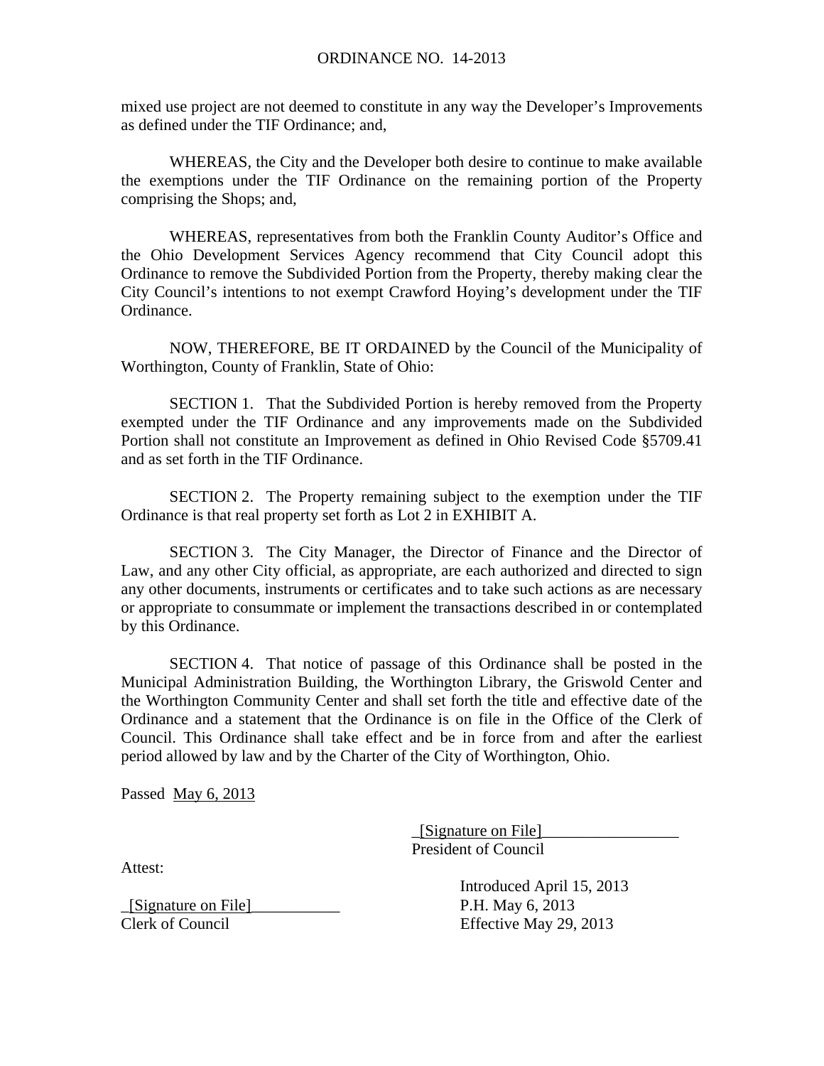mixed use project are not deemed to constitute in any way the Developer's Improvements as defined under the TIF Ordinance; and,

WHEREAS, the City and the Developer both desire to continue to make available the exemptions under the TIF Ordinance on the remaining portion of the Property comprising the Shops; and,

WHEREAS, representatives from both the Franklin County Auditor's Office and the Ohio Development Services Agency recommend that City Council adopt this Ordinance to remove the Subdivided Portion from the Property, thereby making clear the City Council's intentions to not exempt Crawford Hoying's development under the TIF Ordinance.

NOW, THEREFORE, BE IT ORDAINED by the Council of the Municipality of Worthington, County of Franklin, State of Ohio:

SECTION 1. That the Subdivided Portion is hereby removed from the Property exempted under the TIF Ordinance and any improvements made on the Subdivided Portion shall not constitute an Improvement as defined in Ohio Revised Code §5709.41 and as set forth in the TIF Ordinance.

SECTION 2. The Property remaining subject to the exemption under the TIF Ordinance is that real property set forth as Lot 2 in EXHIBIT A.

SECTION 3. The City Manager, the Director of Finance and the Director of Law, and any other City official, as appropriate, are each authorized and directed to sign any other documents, instruments or certificates and to take such actions as are necessary or appropriate to consummate or implement the transactions described in or contemplated by this Ordinance.

SECTION 4. That notice of passage of this Ordinance shall be posted in the Municipal Administration Building, the Worthington Library, the Griswold Center and the Worthington Community Center and shall set forth the title and effective date of the Ordinance and a statement that the Ordinance is on file in the Office of the Clerk of Council. This Ordinance shall take effect and be in force from and after the earliest period allowed by law and by the Charter of the City of Worthington, Ohio.

Passed May 6, 2013

[Signature on File]
President of Council

Attest:

[Signature on File]
Clerk of Council

Introduced April 15, 2013
P.H. May 6, 2013
Effective May 29, 2013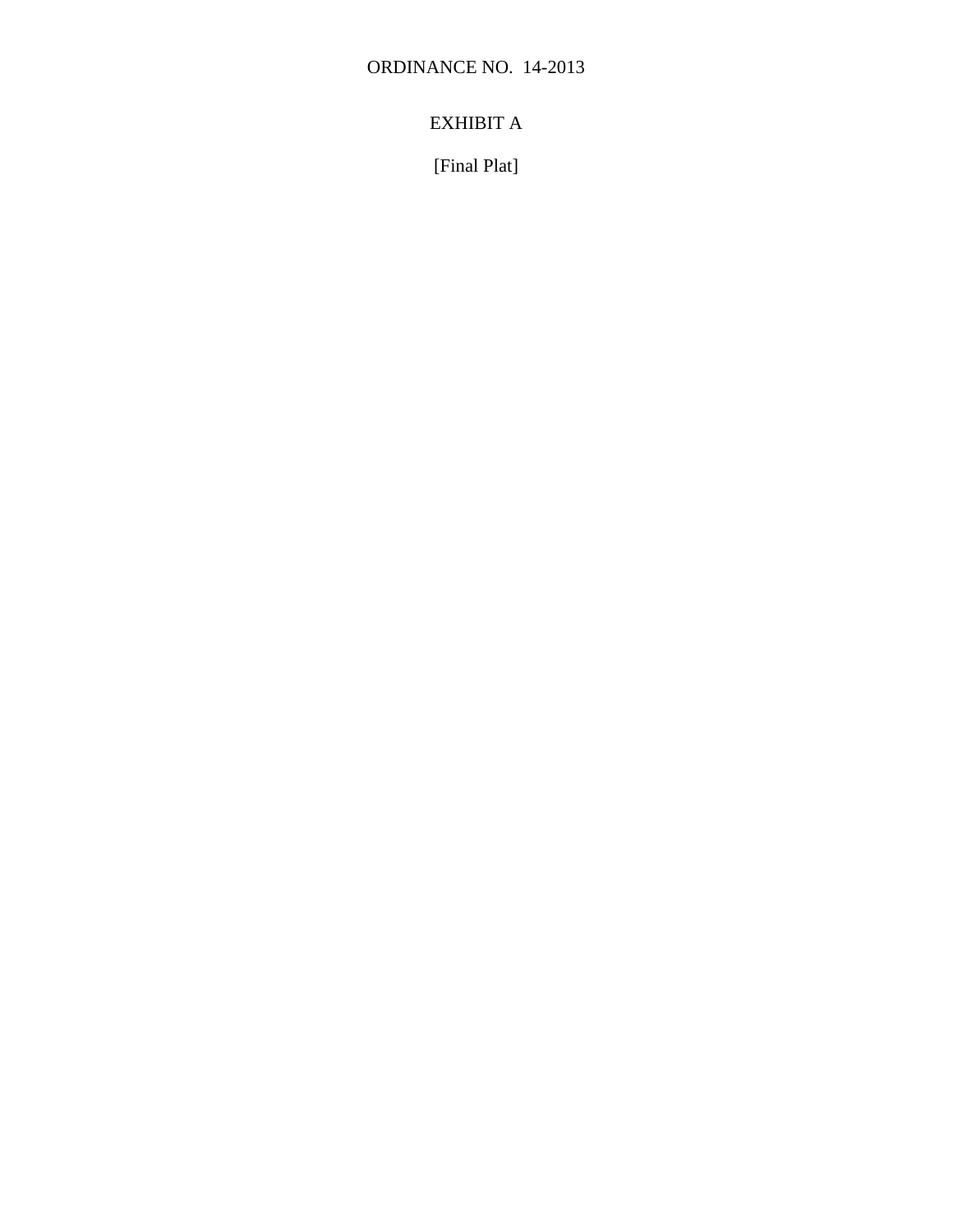ORDINANCE NO. 14-2013

EXHIBIT A

[Final Plat]